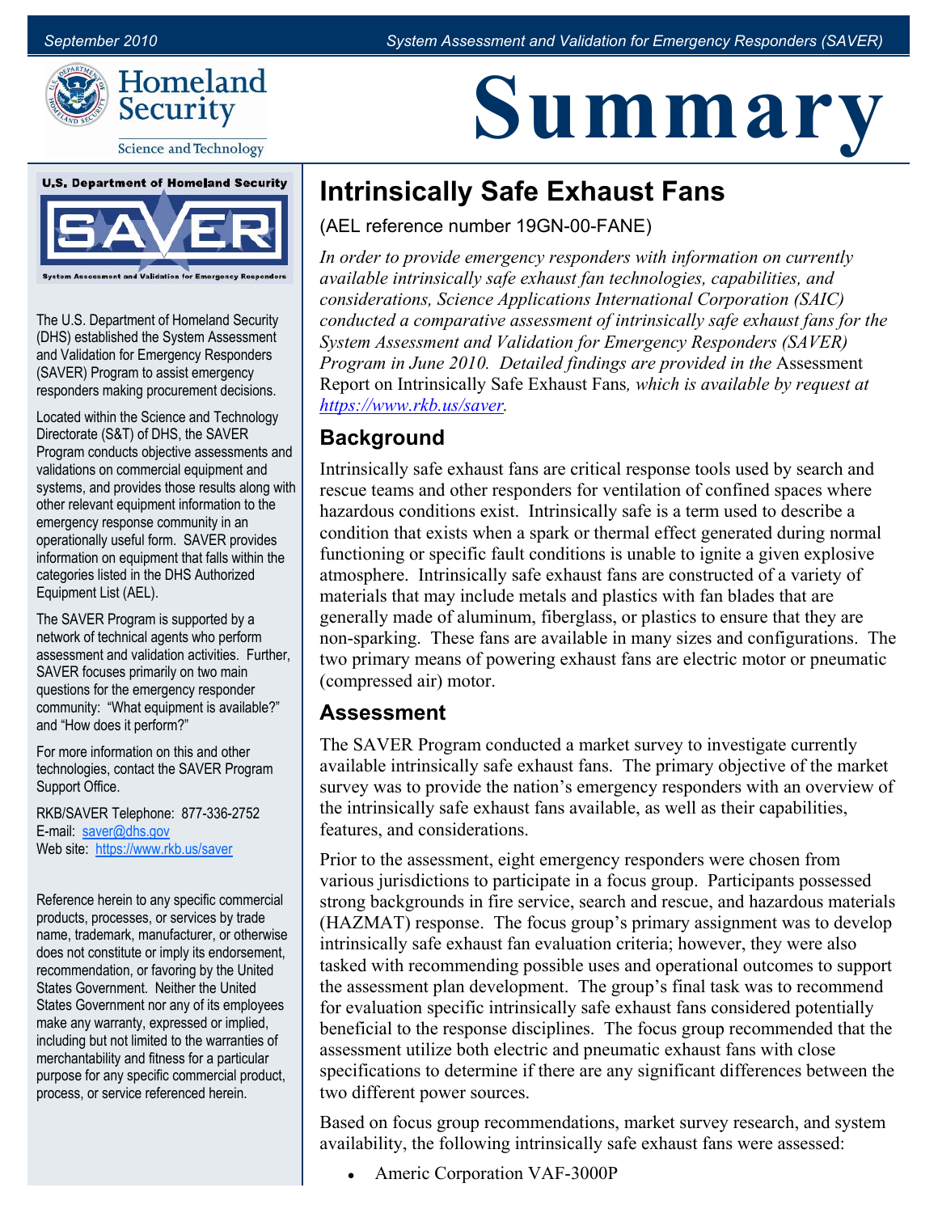# Summary

## Intrinsically Safe Exhaust Fans

(AEL reference number 19GN-00-FANE)

*In order to provide emergency responders with information on currently available intrinsically safe exhaust fan technologies, capabilities, and considerations, Science Applications International Corporation (SAIC) conducted a comparative assessment of intrinsically safe exhaust fans for the System Assessment and Validation for Emergency Responders (SAVER) Program in June 2010. Detailed findings are provided in the* Assessment Report on Intrinsically Safe Exhaust Fans*, which is available by request at [https://www.rkb.us/saver](https://www.rkb.us/saver).*

### Background

Intrinsically safe exhaust fans are critical response tools used by search and rescue teams and other responders for ventilation of confined spaces where hazardous conditions exist. Intrinsically safe is a term used to describe a condition that exists when a spark or thermal effect generated during normal functioning or specific fault conditions is unable to ignite a given explosive atmosphere. Intrinsically safe exhaust fans are constructed of a variety of materials that may include metals and plastics with fan blades that are generally made of aluminum, fiberglass, or plastics to ensure that they are non-sparking. These fans are available in many sizes and configurations. The two primary means of powering exhaust fans are electric motor or pneumatic (compressed air) motor.

### Assessment

The SAVER Program conducted a market survey to investigate currently available intrinsically safe exhaust fans. The primary objective of the market survey was to provide the nation's emergency responders with an overview of the intrinsically safe exhaust fans available, as well as their capabilities, features, and considerations.

Prior to the assessment, eight emergency responders were chosen from various jurisdictions to participate in a focus group. Participants possessed strong backgrounds in fire service, search and rescue, and hazardous materials (HAZMAT) response. The focus group's primary assignment was to develop intrinsically safe exhaust fan evaluation criteria; however, they were also tasked with recommending possible uses and operational outcomes to support the assessment plan development. The group's final task was to recommend for evaluation specific intrinsically safe exhaust fans considered potentially beneficial to the response disciplines. The focus group recommended that the assessment utilize both electric and pneumatic exhaust fans with close specifications to determine if there are any significant differences between the two different power sources.

Based on focus group recommendations, market survey research, and system availability, the following intrinsically safe exhaust fans were assessed:

- Americ Corporation VAF-3000P

---

**U.S. Department of Homeland Security**

**SAVER**

System Assessment and Validation for Emergency Responders

The U.S. Department of Homeland Security (DHS) established the System Assessment and Validation for Emergency Responders (SAVER) Program to assist emergency responders making procurement decisions.

Located within the Science and Technology Directorate (S&T) of DHS, the SAVER Program conducts objective assessments and validations on commercial equipment and systems, and provides those results along with other relevant equipment information to the emergency response community in an operationally useful form. SAVER provides information on equipment that falls within the categories listed in the DHS Authorized Equipment List (AEL).

The SAVER Program is supported by a network of technical agents who perform assessment and validation activities. Further, SAVER focuses primarily on two main questions for the emergency responder community: "What equipment is available?" and "How does it perform?"

For more information on this and other technologies, contact the SAVER Program Support Office.

RKB/SAVER Telephone: 877-336-2752
E-mail: [saver@dhs.gov](mailto:saver@dhs.gov)
Web site: [https://www.rkb.us/saver](https://www.rkb.us/saver)

Reference herein to any specific commercial products, processes, or services by trade name, trademark, manufacturer, or otherwise does not constitute or imply its endorsement, recommendation, or favoring by the United States Government. Neither the United States Government nor any of its employees make any warranty, expressed or implied, including but not limited to the warranties of merchantability and fitness for a particular purpose for any specific commercial product, process, or service referenced herein.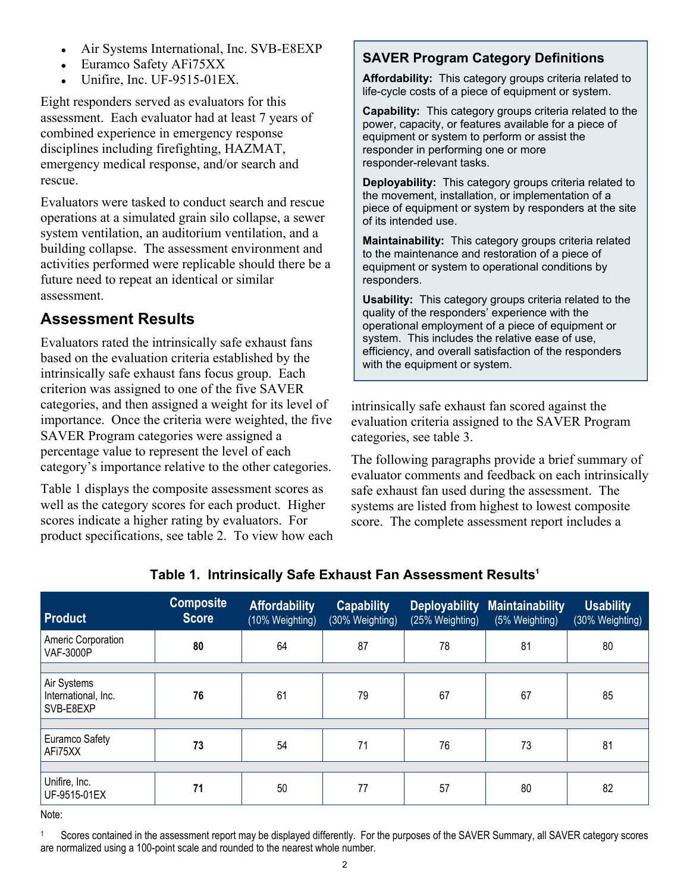- Air Systems International, Inc. SVB-E8EXP
- Euramco Safety AFi75XX
- Unifire, Inc. UF-9515-01EX.

Eight responders served as evaluators for this assessment. Each evaluator had at least 7 years of combined experience in emergency response disciplines including firefighting, HAZMAT, emergency medical response, and/or search and rescue.

Evaluators were tasked to conduct search and rescue operations at a simulated grain silo collapse, a sewer system ventilation, an auditorium ventilation, and a building collapse. The assessment environment and activities performed were replicable should there be a future need to repeat an identical or similar assessment.

## Assessment Results

Evaluators rated the intrinsically safe exhaust fans based on the evaluation criteria established by the intrinsically safe exhaust fans focus group. Each criterion was assigned to one of the five SAVER categories, and then assigned a weight for its level of importance. Once the criteria were weighted, the five SAVER Program categories were assigned a percentage value to represent the level of each category's importance relative to the other categories.

Table 1 displays the composite assessment scores as well as the category scores for each product. Higher scores indicate a higher rating by evaluators. For product specifications, see table 2. To view how each intrinsically safe exhaust fan scored against the evaluation criteria assigned to the SAVER Program categories, see table 3.

The following paragraphs provide a brief summary of evaluator comments and feedback on each intrinsically safe exhaust fan used during the assessment. The systems are listed from highest to lowest composite score. The complete assessment report includes a

> ### SAVER Program Category Definitions
>
> **Affordability:** This category groups criteria related to life-cycle costs of a piece of equipment or system.
>
> **Capability:** This category groups criteria related to the power, capacity, or features available for a piece of equipment or system to perform or assist the responder in performing one or more responder-relevant tasks.
>
> **Deployability:** This category groups criteria related to the movement, installation, or implementation of a piece of equipment or system by responders at the site of its intended use.
>
> **Maintainability:** This category groups criteria related to the maintenance and restoration of a piece of equipment or system to operational conditions by responders.
>
> **Usability:** This category groups criteria related to the quality of the responders' experience with the operational employment of a piece of equipment or system. This includes the relative ease of use, efficiency, and overall satisfaction of the responders with the equipment or system.

**Table 1. Intrinsically Safe Exhaust Fan Assessment Results[1]**

| Product | Composite Score | Affordability (10% Weighting) | Capability (30% Weighting) | Deployability (25% Weighting) | Maintainability (5% Weighting) | Usability (30% Weighting) |
|---|---|---|---|---|---|---|
| Americ Corporation VAF-3000P | **80** | 64 | 87 | 78 | 81 | 80 |
| Air Systems International, Inc. SVB-E8EXP | **76** | 61 | 79 | 67 | 67 | 85 |
| Euramco Safety AFi75XX | **73** | 54 | 71 | 76 | 73 | 81 |
| Unifire, Inc. UF-9515-01EX | **71** | 50 | 77 | 57 | 80 | 82 |

Note:

[1] Scores contained in the assessment report may be displayed differently. For the purposes of the SAVER Summary, all SAVER category scores are normalized using a 100-point scale and rounded to the nearest whole number.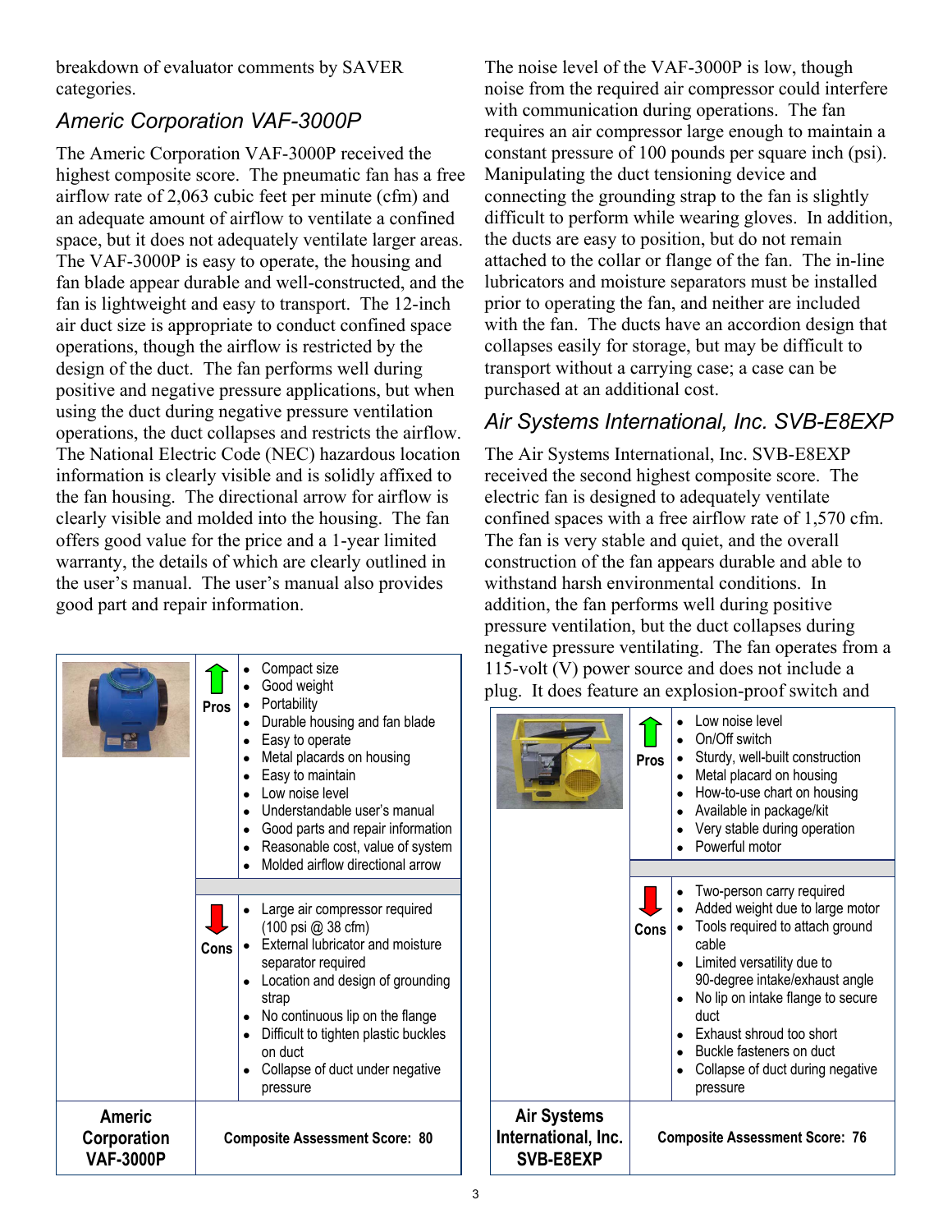breakdown of evaluator comments by SAVER categories.

## Americ Corporation VAF-3000P

The Americ Corporation VAF-3000P received the highest composite score. The pneumatic fan has a free airflow rate of 2,063 cubic feet per minute (cfm) and an adequate amount of airflow to ventilate a confined space, but it does not adequately ventilate larger areas. The VAF-3000P is easy to operate, the housing and fan blade appear durable and well-constructed, and the fan is lightweight and easy to transport. The 12-inch air duct size is appropriate to conduct confined space operations, though the airflow is restricted by the design of the duct. The fan performs well during positive and negative pressure applications, but when using the duct during negative pressure ventilation operations, the duct collapses and restricts the airflow. The National Electric Code (NEC) hazardous location information is clearly visible and is solidly affixed to the fan housing. The directional arrow for airflow is clearly visible and molded into the housing. The fan offers good value for the price and a 1-year limited warranty, the details of which are clearly outlined in the user's manual. The user's manual also provides good part and repair information.

The noise level of the VAF-3000P is low, though noise from the required air compressor could interfere with communication during operations. The fan requires an air compressor large enough to maintain a constant pressure of 100 pounds per square inch (psi). Manipulating the duct tensioning device and connecting the grounding strap to the fan is slightly difficult to perform while wearing gloves. In addition, the ducts are easy to position, but do not remain attached to the collar or flange of the fan. The in-line lubricators and moisture separators must be installed prior to operating the fan, and neither are included with the fan. The ducts have an accordion design that collapses easily for storage, but may be difficult to transport without a carrying case; a case can be purchased at an additional cost.

| | | |
|---|---|---|
| | **Pros** | • Compact size<br>• Good weight<br>• Portability<br>• Durable housing and fan blade<br>• Easy to operate<br>• Metal placards on housing<br>• Easy to maintain<br>• Low noise level<br>• Understandable user's manual<br>• Good parts and repair information<br>• Reasonable cost, value of system<br>• Molded airflow directional arrow |
| | **Cons** | • Large air compressor required (100 psi @ 38 cfm)<br>• External lubricator and moisture separator required<br>• Location and design of grounding strap<br>• No continuous lip on the flange<br>• Difficult to tighten plastic buckles on duct<br>• Collapse of duct under negative pressure |
| **Americ Corporation VAF-3000P** | **Composite Assessment Score: 80** | |

## Air Systems International, Inc. SVB-E8EXP

The Air Systems International, Inc. SVB-E8EXP received the second highest composite score. The electric fan is designed to adequately ventilate confined spaces with a free airflow rate of 1,570 cfm. The fan is very stable and quiet, and the overall construction of the fan appears durable and able to withstand harsh environmental conditions. In addition, the fan performs well during positive pressure ventilation, but the duct collapses during negative pressure ventilating. The fan operates from a 115-volt (V) power source and does not include a plug. It does feature an explosion-proof switch and

| | | |
|---|---|---|
| | **Pros** | • Low noise level<br>• On/Off switch<br>• Sturdy, well-built construction<br>• Metal placard on housing<br>• How-to-use chart on housing<br>• Available in package/kit<br>• Very stable during operation<br>• Powerful motor |
| | **Cons** | • Two-person carry required<br>• Added weight due to large motor<br>• Tools required to attach ground cable<br>• Limited versatility due to 90-degree intake/exhaust angle<br>• No lip on intake flange to secure duct<br>• Exhaust shroud too short<br>• Buckle fasteners on duct<br>• Collapse of duct during negative pressure |
| **Air Systems International, Inc. SVB-E8EXP** | **Composite Assessment Score: 76** | |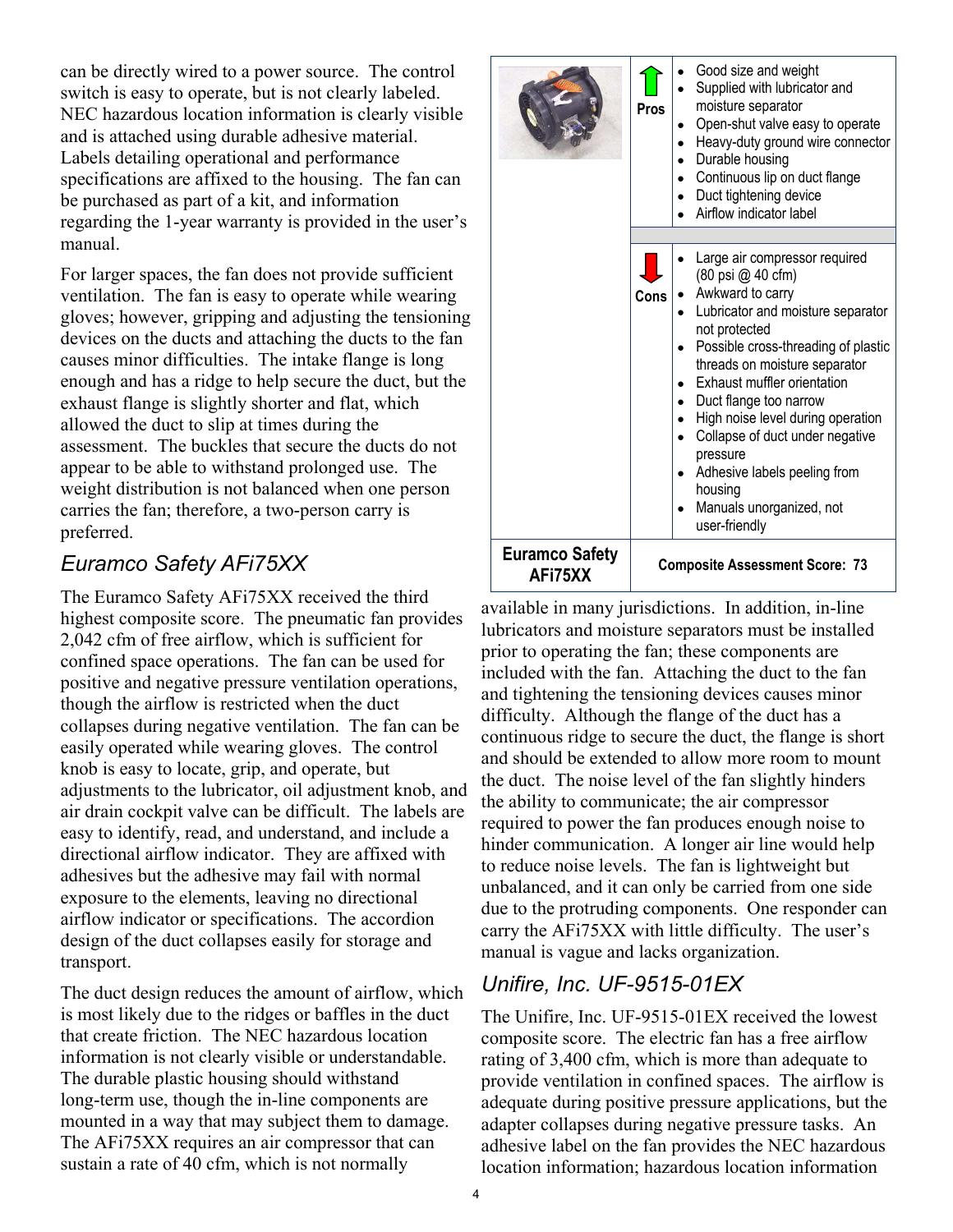can be directly wired to a power source. The control switch is easy to operate, but is not clearly labeled. NEC hazardous location information is clearly visible and is attached using durable adhesive material. Labels detailing operational and performance specifications are affixed to the housing. The fan can be purchased as part of a kit, and information regarding the 1-year warranty is provided in the user's manual.

For larger spaces, the fan does not provide sufficient ventilation. The fan is easy to operate while wearing gloves; however, gripping and adjusting the tensioning devices on the ducts and attaching the ducts to the fan causes minor difficulties. The intake flange is long enough and has a ridge to help secure the duct, but the exhaust flange is slightly shorter and flat, which allowed the duct to slip at times during the assessment. The buckles that secure the ducts do not appear to be able to withstand prolonged use. The weight distribution is not balanced when one person carries the fan; therefore, a two-person carry is preferred.

## *Euramco Safety AFi75XX*

| | | |
|---|---|---|
| | Pros | • Good size and weight<br>• Supplied with lubricator and moisture separator<br>• Open-shut valve easy to operate<br>• Heavy-duty ground wire connector<br>• Durable housing<br>• Continuous lip on duct flange<br>• Duct tightening device<br>• Airflow indicator label |
| | Cons | • Large air compressor required (80 psi @ 40 cfm)<br>• Awkward to carry<br>• Lubricator and moisture separator not protected<br>• Possible cross-threading of plastic threads on moisture separator<br>• Exhaust muffler orientation<br>• Duct flange too narrow<br>• High noise level during operation<br>• Collapse of duct under negative pressure<br>• Adhesive labels peeling from housing<br>• Manuals unorganized, not user-friendly |
| **Euramco Safety AFi75XX** | **Composite Assessment Score: 73** | |

The Euramco Safety AFi75XX received the third highest composite score. The pneumatic fan provides 2,042 cfm of free airflow, which is sufficient for confined space operations. The fan can be used for positive and negative pressure ventilation operations, though the airflow is restricted when the duct collapses during negative ventilation. The fan can be easily operated while wearing gloves. The control knob is easy to locate, grip, and operate, but adjustments to the lubricator, oil adjustment knob, and air drain cockpit valve can be difficult. The labels are easy to identify, read, and understand, and include a directional airflow indicator. They are affixed with adhesives but the adhesive may fail with normal exposure to the elements, leaving no directional airflow indicator or specifications. The accordion design of the duct collapses easily for storage and transport.

The duct design reduces the amount of airflow, which is most likely due to the ridges or baffles in the duct that create friction. The NEC hazardous location information is not clearly visible or understandable. The durable plastic housing should withstand long-term use, though the in-line components are mounted in a way that may subject them to damage. The AFi75XX requires an air compressor that can sustain a rate of 40 cfm, which is not normally available in many jurisdictions. In addition, in-line lubricators and moisture separators must be installed prior to operating the fan; these components are included with the fan. Attaching the duct to the fan and tightening the tensioning devices causes minor difficulty. Although the flange of the duct has a continuous ridge to secure the duct, the flange is short and should be extended to allow more room to mount the duct. The noise level of the fan slightly hinders the ability to communicate; the air compressor required to power the fan produces enough noise to hinder communication. A longer air line would help to reduce noise levels. The fan is lightweight but unbalanced, and it can only be carried from one side due to the protruding components. One responder can carry the AFi75XX with little difficulty. The user's manual is vague and lacks organization.

## *Unifire, Inc. UF-9515-01EX*

The Unifire, Inc. UF-9515-01EX received the lowest composite score. The electric fan has a free airflow rating of 3,400 cfm, which is more than adequate to provide ventilation in confined spaces. The airflow is adequate during positive pressure applications, but the adapter collapses during negative pressure tasks. An adhesive label on the fan provides the NEC hazardous location information; hazardous location information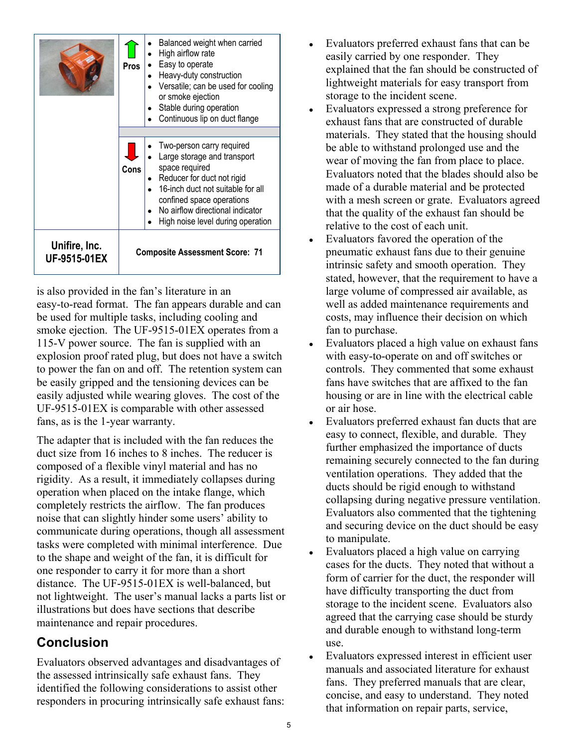| | Pros | • Balanced weight when carried<br>• High airflow rate<br>• Easy to operate<br>• Heavy-duty construction<br>• Versatile; can be used for cooling or smoke ejection<br>• Stable during operation<br>• Continuous lip on duct flange |
|---|---|---|
| | Cons | • Two-person carry required<br>• Large storage and transport space required<br>• Reducer for duct not rigid<br>• 16-inch duct not suitable for all confined space operations<br>• No airflow directional indicator<br>• High noise level during operation |
| **Unifire, Inc. UF-9515-01EX** | **Composite Assessment Score: 71** | |

is also provided in the fan's literature in an easy-to-read format. The fan appears durable and can be used for multiple tasks, including cooling and smoke ejection. The UF-9515-01EX operates from a 115-V power source. The fan is supplied with an explosion proof rated plug, but does not have a switch to power the fan on and off. The retention system can be easily gripped and the tensioning devices can be easily adjusted while wearing gloves. The cost of the UF-9515-01EX is comparable with other assessed fans, as is the 1-year warranty.

The adapter that is included with the fan reduces the duct size from 16 inches to 8 inches. The reducer is composed of a flexible vinyl material and has no rigidity. As a result, it immediately collapses during operation when placed on the intake flange, which completely restricts the airflow. The fan produces noise that can slightly hinder some users' ability to communicate during operations, though all assessment tasks were completed with minimal interference. Due to the shape and weight of the fan, it is difficult for one responder to carry it for more than a short distance. The UF-9515-01EX is well-balanced, but not lightweight. The user's manual lacks a parts list or illustrations but does have sections that describe maintenance and repair procedures.

## Conclusion

Evaluators observed advantages and disadvantages of the assessed intrinsically safe exhaust fans. They identified the following considerations to assist other responders in procuring intrinsically safe exhaust fans:

- Evaluators preferred exhaust fans that can be easily carried by one responder. They explained that the fan should be constructed of lightweight materials for easy transport from storage to the incident scene.
- Evaluators expressed a strong preference for exhaust fans that are constructed of durable materials. They stated that the housing should be able to withstand prolonged use and the wear of moving the fan from place to place. Evaluators noted that the blades should also be made of a durable material and be protected with a mesh screen or grate. Evaluators agreed that the quality of the exhaust fan should be relative to the cost of each unit.
- Evaluators favored the operation of the pneumatic exhaust fans due to their genuine intrinsic safety and smooth operation. They stated, however, that the requirement to have a large volume of compressed air available, as well as added maintenance requirements and costs, may influence their decision on which fan to purchase.
- Evaluators placed a high value on exhaust fans with easy-to-operate on and off switches or controls. They commented that some exhaust fans have switches that are affixed to the fan housing or are in line with the electrical cable or air hose.
- Evaluators preferred exhaust fan ducts that are easy to connect, flexible, and durable. They further emphasized the importance of ducts remaining securely connected to the fan during ventilation operations. They added that the ducts should be rigid enough to withstand collapsing during negative pressure ventilation. Evaluators also commented that the tightening and securing device on the duct should be easy to manipulate.
- Evaluators placed a high value on carrying cases for the ducts. They noted that without a form of carrier for the duct, the responder will have difficulty transporting the duct from storage to the incident scene. Evaluators also agreed that the carrying case should be sturdy and durable enough to withstand long-term use.
- Evaluators expressed interest in efficient user manuals and associated literature for exhaust fans. They preferred manuals that are clear, concise, and easy to understand. They noted that information on repair parts, service,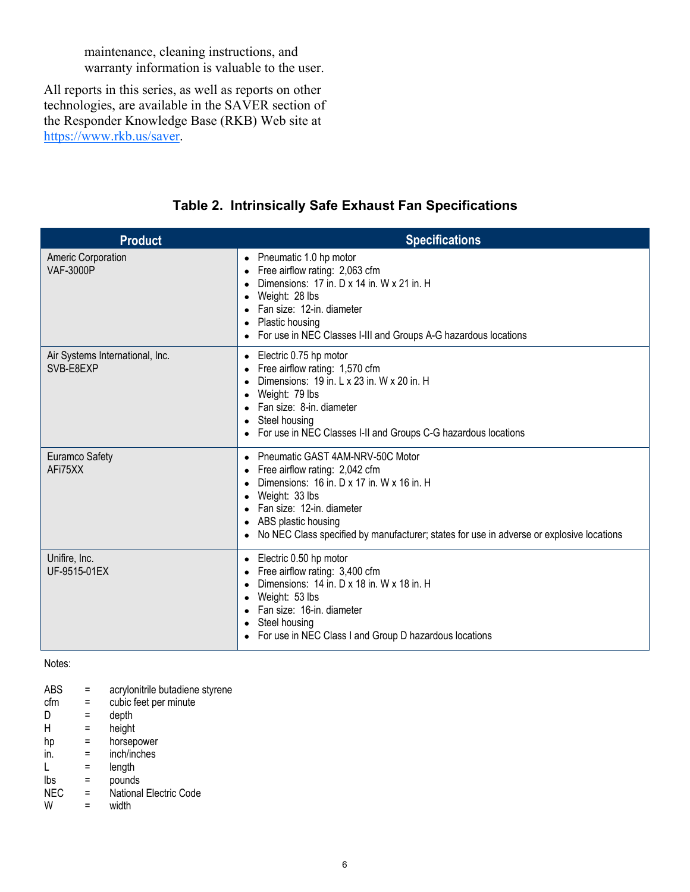maintenance, cleaning instructions, and warranty information is valuable to the user.

All reports in this series, as well as reports on other technologies, are available in the SAVER section of the Responder Knowledge Base (RKB) Web site at https://www.rkb.us/saver.

**Table 2. Intrinsically Safe Exhaust Fan Specifications**

| Product | Specifications |
|---|---|
| Americ Corporation<br>VAF-3000P | • Pneumatic 1.0 hp motor<br>• Free airflow rating: 2,063 cfm<br>• Dimensions: 17 in. D x 14 in. W x 21 in. H<br>• Weight: 28 lbs<br>• Fan size: 12-in. diameter<br>• Plastic housing<br>• For use in NEC Classes I-III and Groups A-G hazardous locations |
| Air Systems International, Inc.<br>SVB-E8EXP | • Electric 0.75 hp motor<br>• Free airflow rating: 1,570 cfm<br>• Dimensions: 19 in. L x 23 in. W x 20 in. H<br>• Weight: 79 lbs<br>• Fan size: 8-in. diameter<br>• Steel housing<br>• For use in NEC Classes I-II and Groups C-G hazardous locations |
| Euramco Safety<br>AFi75XX | • Pneumatic GAST 4AM-NRV-50C Motor<br>• Free airflow rating: 2,042 cfm<br>• Dimensions: 16 in. D x 17 in. W x 16 in. H<br>• Weight: 33 lbs<br>• Fan size: 12-in. diameter<br>• ABS plastic housing<br>• No NEC Class specified by manufacturer; states for use in adverse or explosive locations |
| Unifire, Inc.<br>UF-9515-01EX | • Electric 0.50 hp motor<br>• Free airflow rating: 3,400 cfm<br>• Dimensions: 14 in. D x 18 in. W x 18 in. H<br>• Weight: 53 lbs<br>• Fan size: 16-in. diameter<br>• Steel housing<br>• For use in NEC Class I and Group D hazardous locations |

Notes:

ABS = acrylonitrile butadiene styrene
cfm = cubic feet per minute
D = depth
H = height
hp = horsepower
in. = inch/inches
L = length
lbs = pounds
NEC = National Electric Code
W = width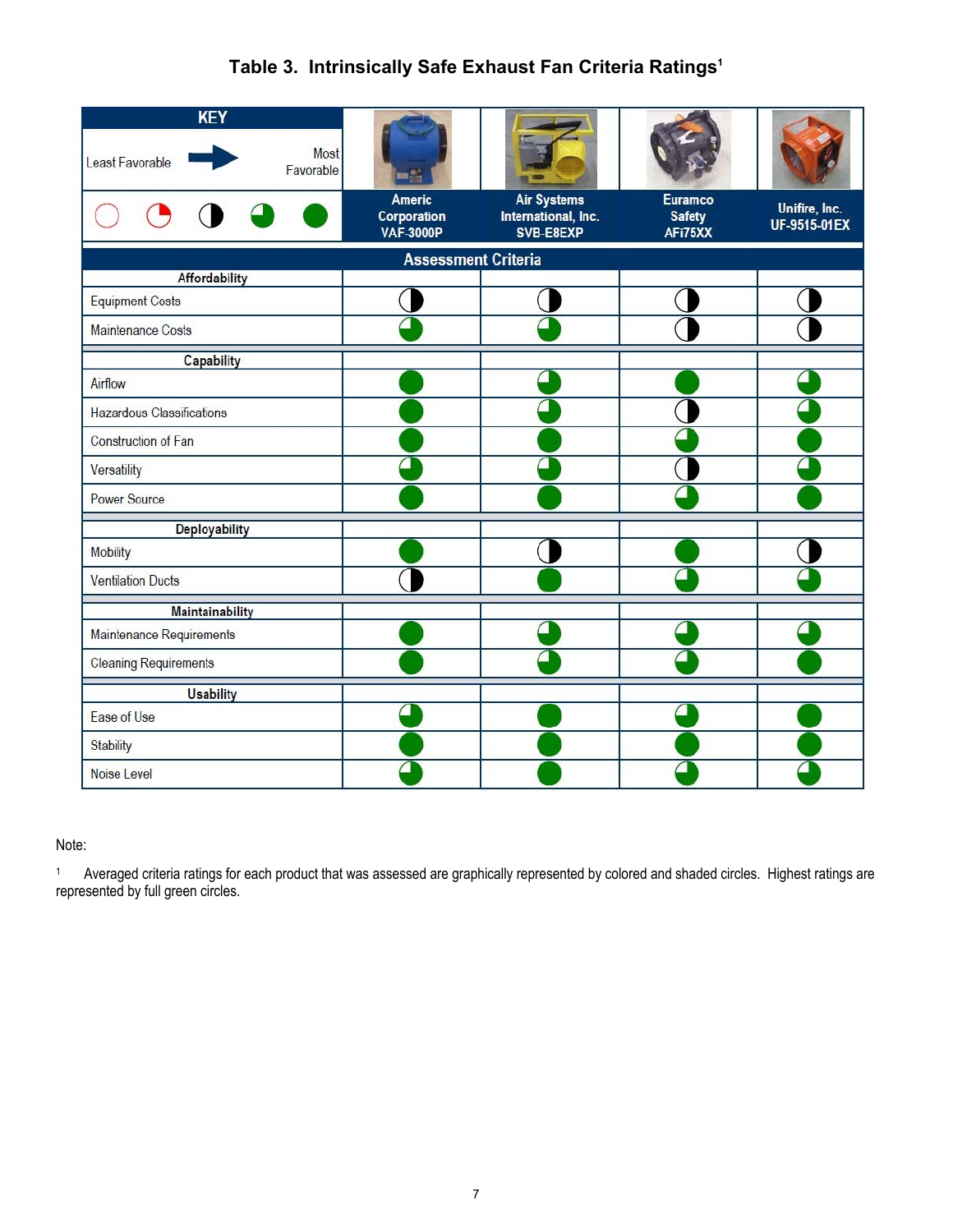## Table 3. Intrinsically Safe Exhaust Fan Criteria Ratings[1]

KEY: Least Favorable → Most Favorable: ○ (empty red circle), ◔ (quarter red), ◑ (half), ◕ (three-quarter green), ● (full green)

| Assessment Criteria | Americ Corporation VAF-3000P | Air Systems International, Inc. SVB-E8EXP | Euramco Safety AFi75XX | Unifire, Inc. UF-9515-01EX |
|---|---|---|---|---|
| **Affordability** | | | | |
| Equipment Costs | ◑ | ◑ | ◑ | ◑ |
| Maintenance Costs | ◕ | ◕ | ◑ | ◑ |
| **Capability** | | | | |
| Airflow | ● | ◕ | ● | ◕ |
| Hazardous Classifications | ● | ◕ | ◑ | ◕ |
| Construction of Fan | ● | ● | ◕ | ● |
| Versatility | ◕ | ◕ | ◑ | ◕ |
| Power Source | ● | ● | ◕ | ● |
| **Deployability** | | | | |
| Mobility | ● | ◑ | ● | ◑ |
| Ventilation Ducts | ◑ | ● | ◕ | ◕ |
| **Maintainability** | | | | |
| Maintenance Requirements | ● | ◕ | ◕ | ◕ |
| Cleaning Requirements | ● | ◕ | ◕ | ● |
| **Usability** | | | | |
| Ease of Use | ◕ | ● | ◕ | ● |
| Stability | ● | ● | ● | ● |
| Noise Level | ◕ | ● | ◕ | ◕ |

Note:

[1] Averaged criteria ratings for each product that was assessed are graphically represented by colored and shaded circles. Highest ratings are represented by full green circles.